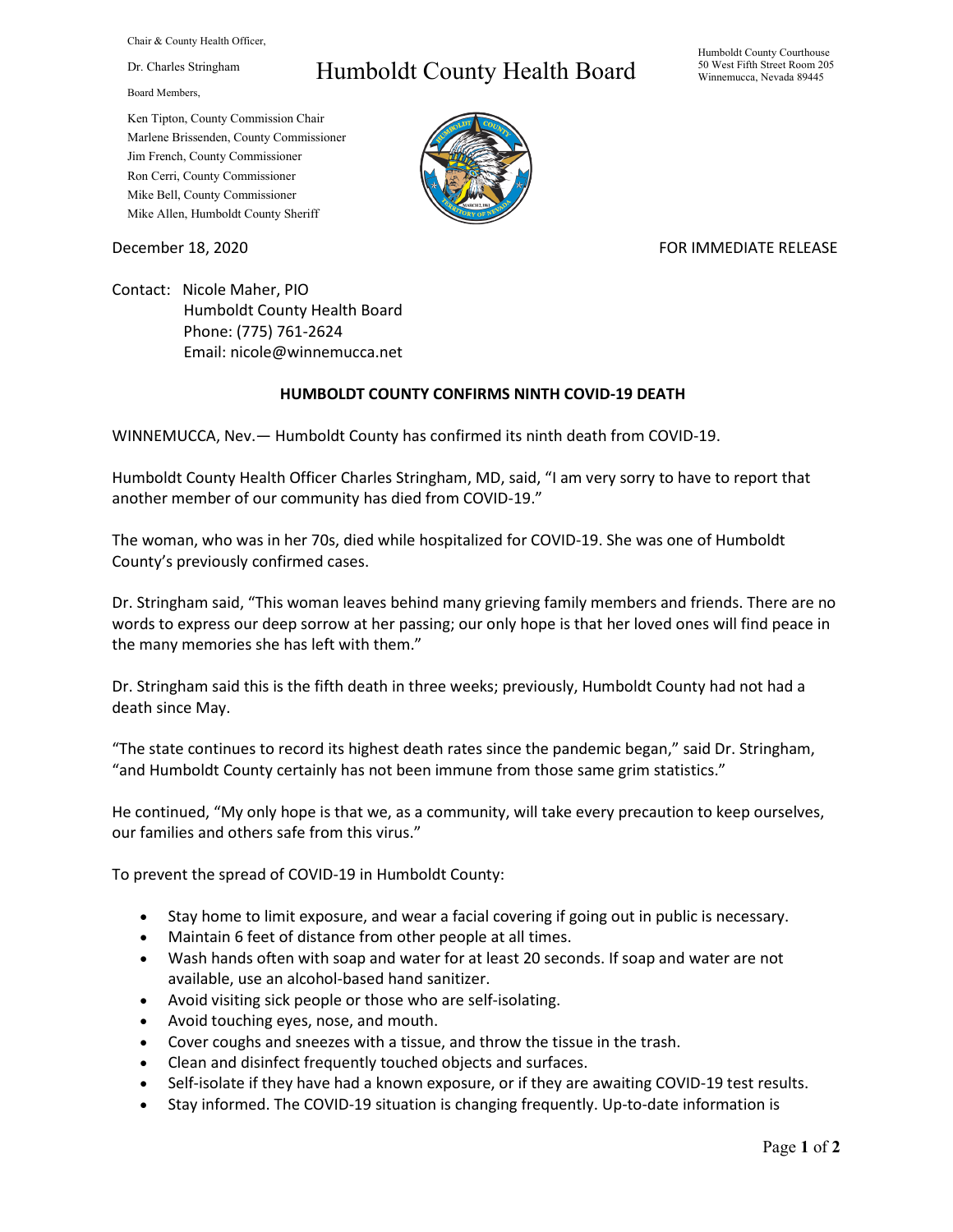Chair & County Health Officer,

Dr. Charles Stringham

Board Members,

Ken Tipton, County Commission Chair
Marlene Brissenden, County Commissioner
Jim French, County Commissioner
Ron Cerri, County Commissioner
Mike Bell, County Commissioner
Mike Allen, Humboldt County Sheriff

# Humboldt County Health Board

Humboldt County Courthouse
50 West Fifth Street Room 205
Winnemucca, Nevada 89445

December 18, 2020

FOR IMMEDIATE RELEASE

Contact: Nicole Maher, PIO
Humboldt County Health Board
Phone: (775) 761-2624
Email: nicole@winnemucca.net

## HUMBOLDT COUNTY CONFIRMS NINTH COVID-19 DEATH

WINNEMUCCA, Nev.— Humboldt County has confirmed its ninth death from COVID-19.

Humboldt County Health Officer Charles Stringham, MD, said, "I am very sorry to have to report that another member of our community has died from COVID-19."

The woman, who was in her 70s, died while hospitalized for COVID-19. She was one of Humboldt County's previously confirmed cases.

Dr. Stringham said, "This woman leaves behind many grieving family members and friends. There are no words to express our deep sorrow at her passing; our only hope is that her loved ones will find peace in the many memories she has left with them."

Dr. Stringham said this is the fifth death in three weeks; previously, Humboldt County had not had a death since May.

"The state continues to record its highest death rates since the pandemic began," said Dr. Stringham, "and Humboldt County certainly has not been immune from those same grim statistics."

He continued, "My only hope is that we, as a community, will take every precaution to keep ourselves, our families and others safe from this virus."

To prevent the spread of COVID-19 in Humboldt County:

- Stay home to limit exposure, and wear a facial covering if going out in public is necessary.
- Maintain 6 feet of distance from other people at all times.
- Wash hands often with soap and water for at least 20 seconds. If soap and water are not available, use an alcohol-based hand sanitizer.
- Avoid visiting sick people or those who are self-isolating.
- Avoid touching eyes, nose, and mouth.
- Cover coughs and sneezes with a tissue, and throw the tissue in the trash.
- Clean and disinfect frequently touched objects and surfaces.
- Self-isolate if they have had a known exposure, or if they are awaiting COVID-19 test results.
- Stay informed. The COVID-19 situation is changing frequently. Up-to-date information is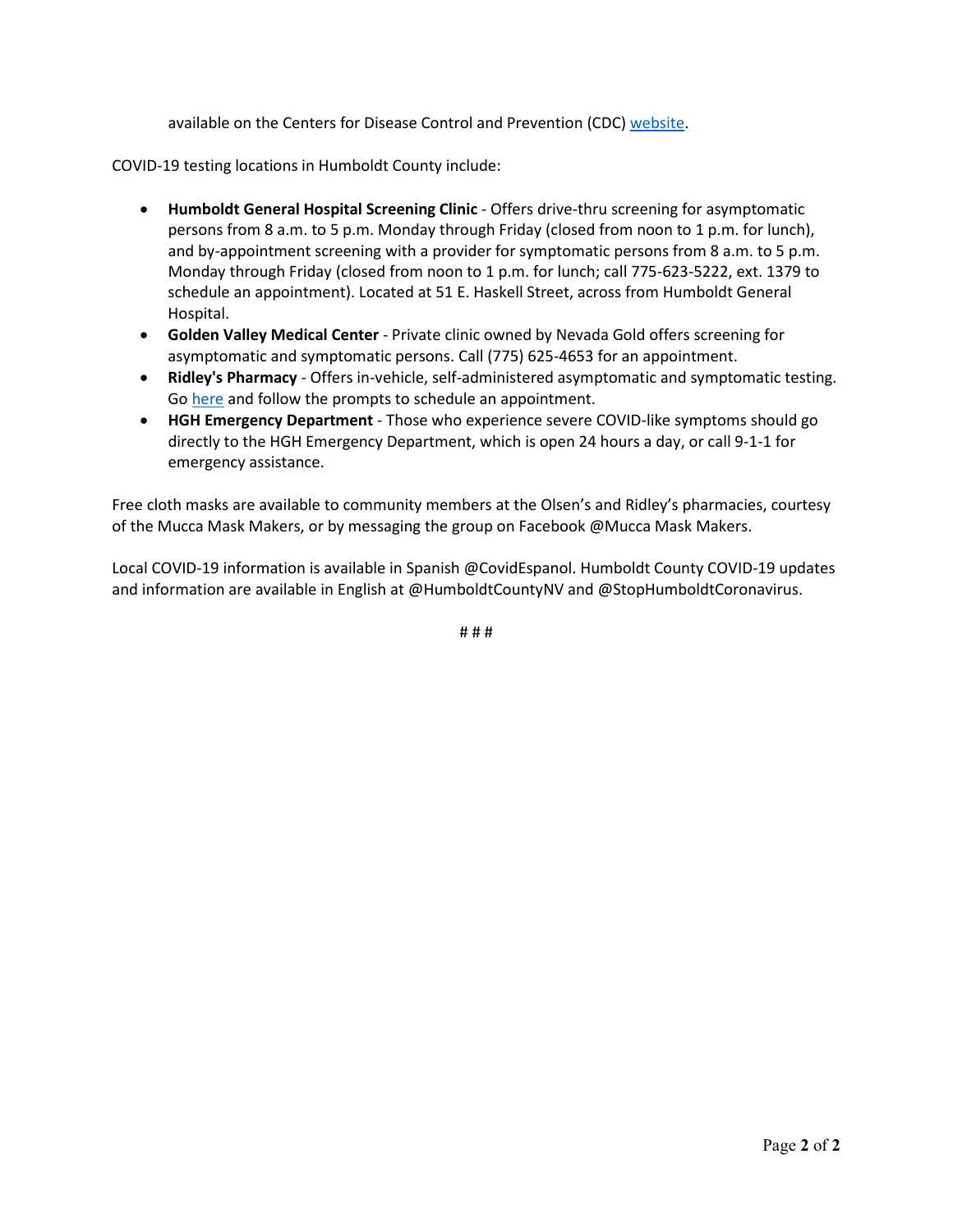available on the Centers for Disease Control and Prevention (CDC) website.

COVID-19 testing locations in Humboldt County include:

- **Humboldt General Hospital Screening Clinic** - Offers drive-thru screening for asymptomatic persons from 8 a.m. to 5 p.m. Monday through Friday (closed from noon to 1 p.m. for lunch), and by-appointment screening with a provider for symptomatic persons from 8 a.m. to 5 p.m. Monday through Friday (closed from noon to 1 p.m. for lunch; call 775-623-5222, ext. 1379 to schedule an appointment). Located at 51 E. Haskell Street, across from Humboldt General Hospital.
- **Golden Valley Medical Center** - Private clinic owned by Nevada Gold offers screening for asymptomatic and symptomatic persons. Call (775) 625-4653 for an appointment.
- **Ridley's Pharmacy** - Offers in-vehicle, self-administered asymptomatic and symptomatic testing. Go here and follow the prompts to schedule an appointment.
- **HGH Emergency Department** - Those who experience severe COVID-like symptoms should go directly to the HGH Emergency Department, which is open 24 hours a day, or call 9-1-1 for emergency assistance.

Free cloth masks are available to community members at the Olsen's and Ridley's pharmacies, courtesy of the Mucca Mask Makers, or by messaging the group on Facebook @Mucca Mask Makers.

Local COVID-19 information is available in Spanish @CovidEspanol. Humboldt County COVID-19 updates and information are available in English at @HumboldtCountyNV and @StopHumboldtCoronavirus.

# # #